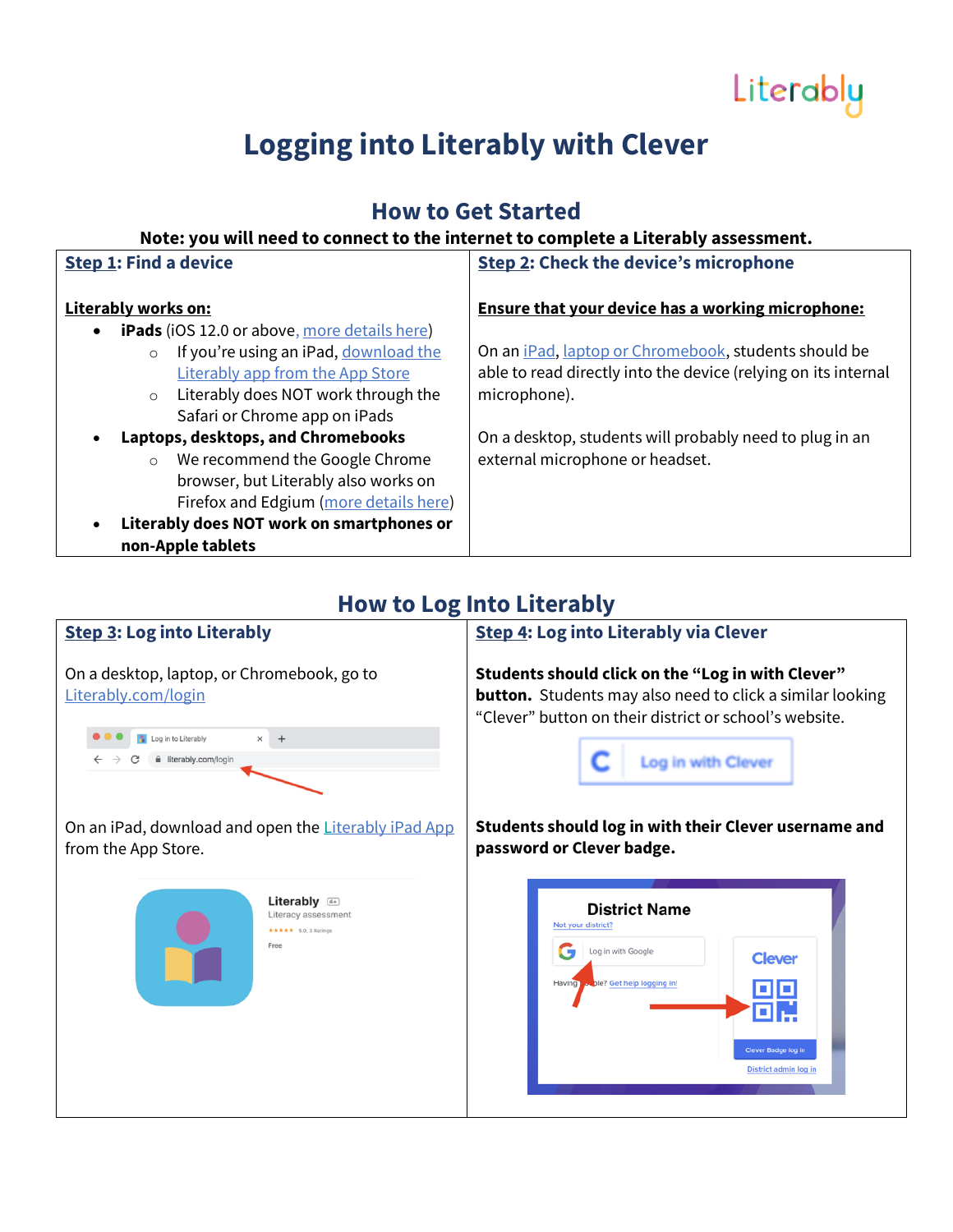# Logging into Literably with Clever

## How to Get Started

**Note: you will need to connect to the internet to complete a Literably assessment.**

### Step 1: Find a device

**Literably works on:**

- **iPads** (iOS 12.0 or above, more details here)
  - If you're using an iPad, download the Literably app from the App Store
  - Literably does NOT work through the Safari or Chrome app on iPads
- **Laptops, desktops, and Chromebooks**
  - We recommend the Google Chrome browser, but Literably also works on Firefox and Edgium (more details here)
- **Literably does NOT work on smartphones or non-Apple tablets**

### Step 2: Check the device's microphone

**Ensure that your device has a working microphone:**

On an iPad, laptop or Chromebook, students should be able to read directly into the device (relying on its internal microphone).

On a desktop, students will probably need to plug in an external microphone or headset.

## How to Log Into Literably

### Step 3: Log into Literably

On a desktop, laptop, or Chromebook, go to Literably.com/login

On an iPad, download and open the Literably iPad App from the App Store.

### Step 4: Log into Literably via Clever

**Students should click on the "Log in with Clever" button.** Students may also need to click a similar looking "Clever" button on their district or school's website.

**Students should log in with their Clever username and password or Clever badge.**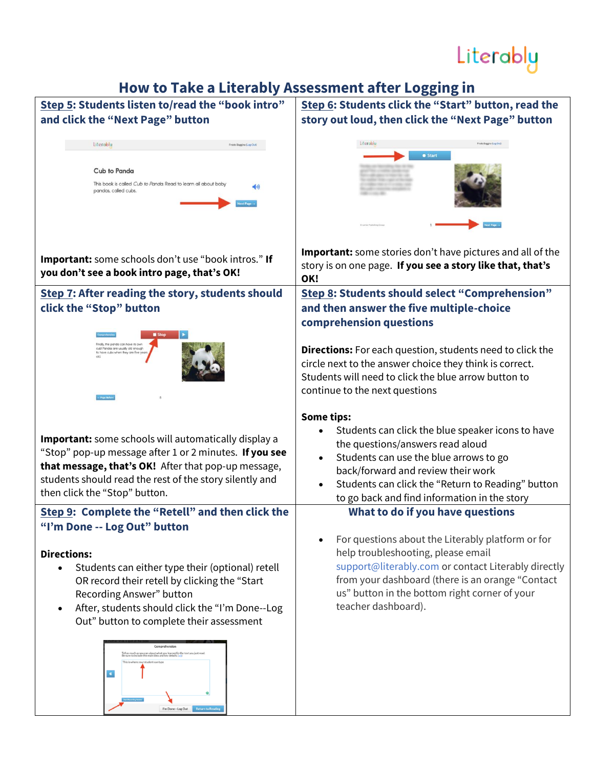Literably

# How to Take a Literably Assessment after Logging in

## Step 5: Students listen to/read the "book intro" and click the "Next Page" button

**Important:** some schools don't use "book intros." **If you don't see a book intro page, that's OK!**

## Step 6: Students click the "Start" button, read the story out loud, then click the "Next Page" button

**Important:** some stories don't have pictures and all of the story is on one page. **If you see a story like that, that's OK!**

## Step 7: After reading the story, students should click the "Stop" button

**Important:** some schools will automatically display a "Stop" pop-up message after 1 or 2 minutes. **If you see that message, that's OK!** After that pop-up message, students should read the rest of the story silently and then click the "Stop" button.

## Step 8: Students should select "Comprehension" and then answer the five multiple-choice comprehension questions

**Directions:** For each question, students need to click the circle next to the answer choice they think is correct. Students will need to click the blue arrow button to continue to the next questions

**Some tips:**

- Students can click the blue speaker icons to have the questions/answers read aloud
- Students can use the blue arrows to go back/forward and review their work
- Students can click the "Return to Reading" button to go back and find information in the story

## Step 9: Complete the "Retell" and then click the "I'm Done -- Log Out" button

**Directions:**

- Students can either type their (optional) retell OR record their retell by clicking the "Start Recording Answer" button
- After, students should click the "I'm Done--Log Out" button to complete their assessment

## What to do if you have questions

- For questions about the Literably platform or for help troubleshooting, please email support@literably.com or contact Literably directly from your dashboard (there is an orange "Contact us" button in the bottom right corner of your teacher dashboard).